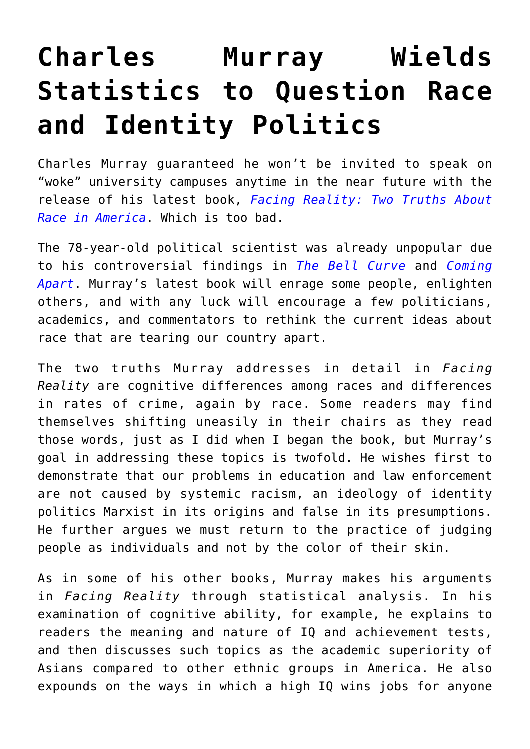# Charles Murray Wields Statistics to Question Race and Identity Politics

Charles Murray guaranteed he won't be invited to speak on "woke" university campuses anytime in the near future with the release of his latest book, [*Facing Reality: Two Truths About Race in America*](). Which is too bad.

The 78-year-old political scientist was already unpopular due to his controversial findings in [*The Bell Curve*]() and [*Coming Apart*](). Murray's latest book will enrage some people, enlighten others, and with any luck will encourage a few politicians, academics, and commentators to rethink the current ideas about race that are tearing our country apart.

The two truths Murray addresses in detail in *Facing Reality* are cognitive differences among races and differences in rates of crime, again by race. Some readers may find themselves shifting uneasily in their chairs as they read those words, just as I did when I began the book, but Murray's goal in addressing these topics is twofold. He wishes first to demonstrate that our problems in education and law enforcement are not caused by systemic racism, an ideology of identity politics Marxist in its origins and false in its presumptions. He further argues we must return to the practice of judging people as individuals and not by the color of their skin.

As in some of his other books, Murray makes his arguments in *Facing Reality* through statistical analysis. In his examination of cognitive ability, for example, he explains to readers the meaning and nature of IQ and achievement tests, and then discusses such topics as the academic superiority of Asians compared to other ethnic groups in America. He also expounds on the ways in which a high IQ wins jobs for anyone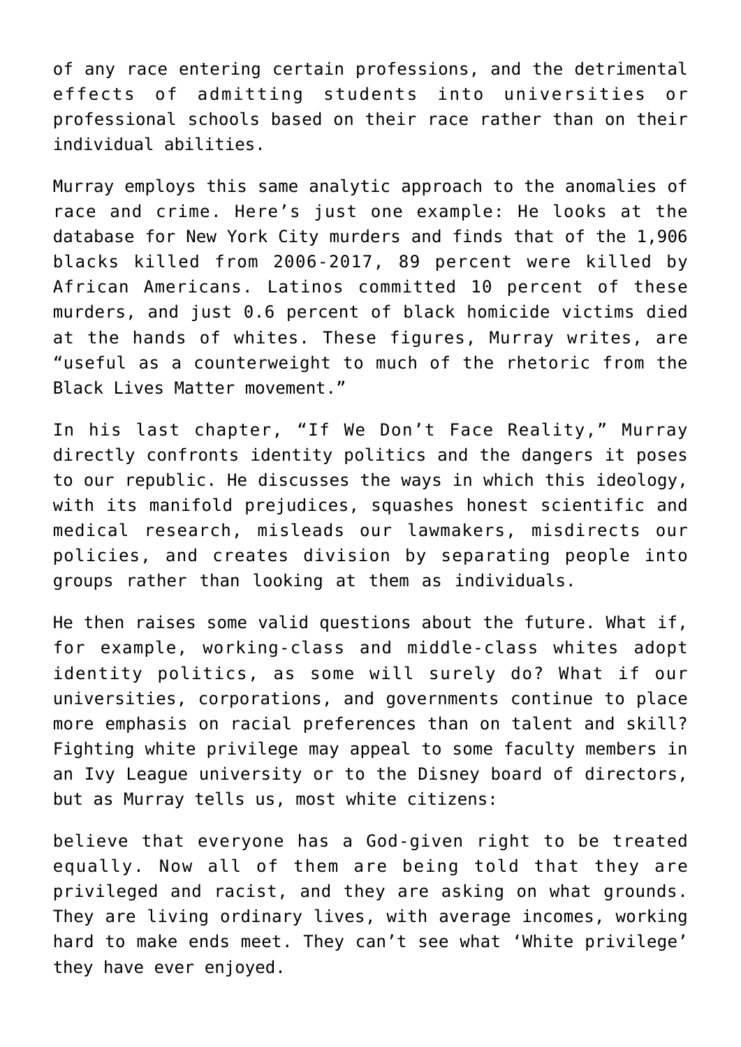of any race entering certain professions, and the detrimental effects of admitting students into universities or professional schools based on their race rather than on their individual abilities.

Murray employs this same analytic approach to the anomalies of race and crime. Here's just one example: He looks at the database for New York City murders and finds that of the 1,906 blacks killed from 2006-2017, 89 percent were killed by African Americans. Latinos committed 10 percent of these murders, and just 0.6 percent of black homicide victims died at the hands of whites. These figures, Murray writes, are "useful as a counterweight to much of the rhetoric from the Black Lives Matter movement."

In his last chapter, "If We Don't Face Reality," Murray directly confronts identity politics and the dangers it poses to our republic. He discusses the ways in which this ideology, with its manifold prejudices, squashes honest scientific and medical research, misleads our lawmakers, misdirects our policies, and creates division by separating people into groups rather than looking at them as individuals.

He then raises some valid questions about the future. What if, for example, working-class and middle-class whites adopt identity politics, as some will surely do? What if our universities, corporations, and governments continue to place more emphasis on racial preferences than on talent and skill? Fighting white privilege may appeal to some faculty members in an Ivy League university or to the Disney board of directors, but as Murray tells us, most white citizens:

believe that everyone has a God-given right to be treated equally. Now all of them are being told that they are privileged and racist, and they are asking on what grounds. They are living ordinary lives, with average incomes, working hard to make ends meet. They can't see what 'White privilege' they have ever enjoyed.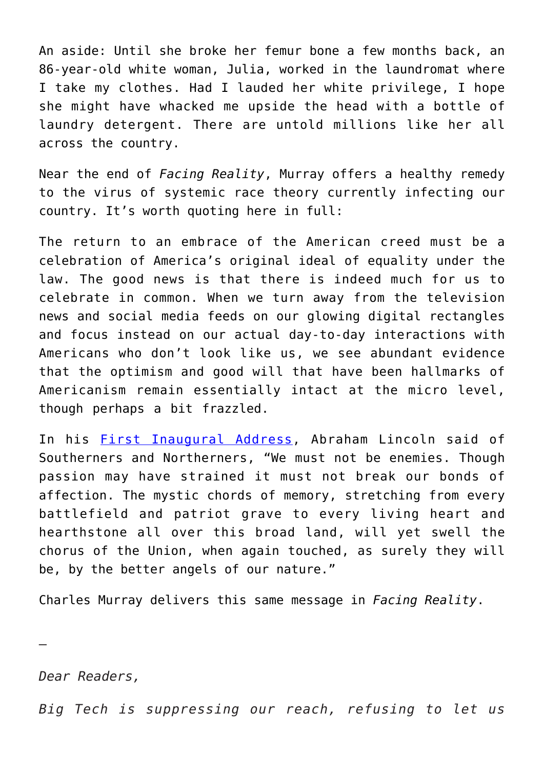An aside: Until she broke her femur bone a few months back, an 86-year-old white woman, Julia, worked in the laundromat where I take my clothes. Had I lauded her white privilege, I hope she might have whacked me upside the head with a bottle of laundry detergent. There are untold millions like her all across the country.

Near the end of *Facing Reality*, Murray offers a healthy remedy to the virus of systemic race theory currently infecting our country. It's worth quoting here in full:

The return to an embrace of the American creed must be a celebration of America's original ideal of equality under the law. The good news is that there is indeed much for us to celebrate in common. When we turn away from the television news and social media feeds on our glowing digital rectangles and focus instead on our actual day-to-day interactions with Americans who don't look like us, we see abundant evidence that the optimism and good will that have been hallmarks of Americanism remain essentially intact at the micro level, though perhaps a bit frazzled.

In his [First Inaugural Address](), Abraham Lincoln said of Southerners and Northerners, "We must not be enemies. Though passion may have strained it must not break our bonds of affection. The mystic chords of memory, stretching from every battlefield and patriot grave to every living heart and hearthstone all over this broad land, will yet swell the chorus of the Union, when again touched, as surely they will be, by the better angels of our nature."

Charles Murray delivers this same message in *Facing Reality*.

—

*Dear Readers,*

*Big Tech is suppressing our reach, refusing to let us*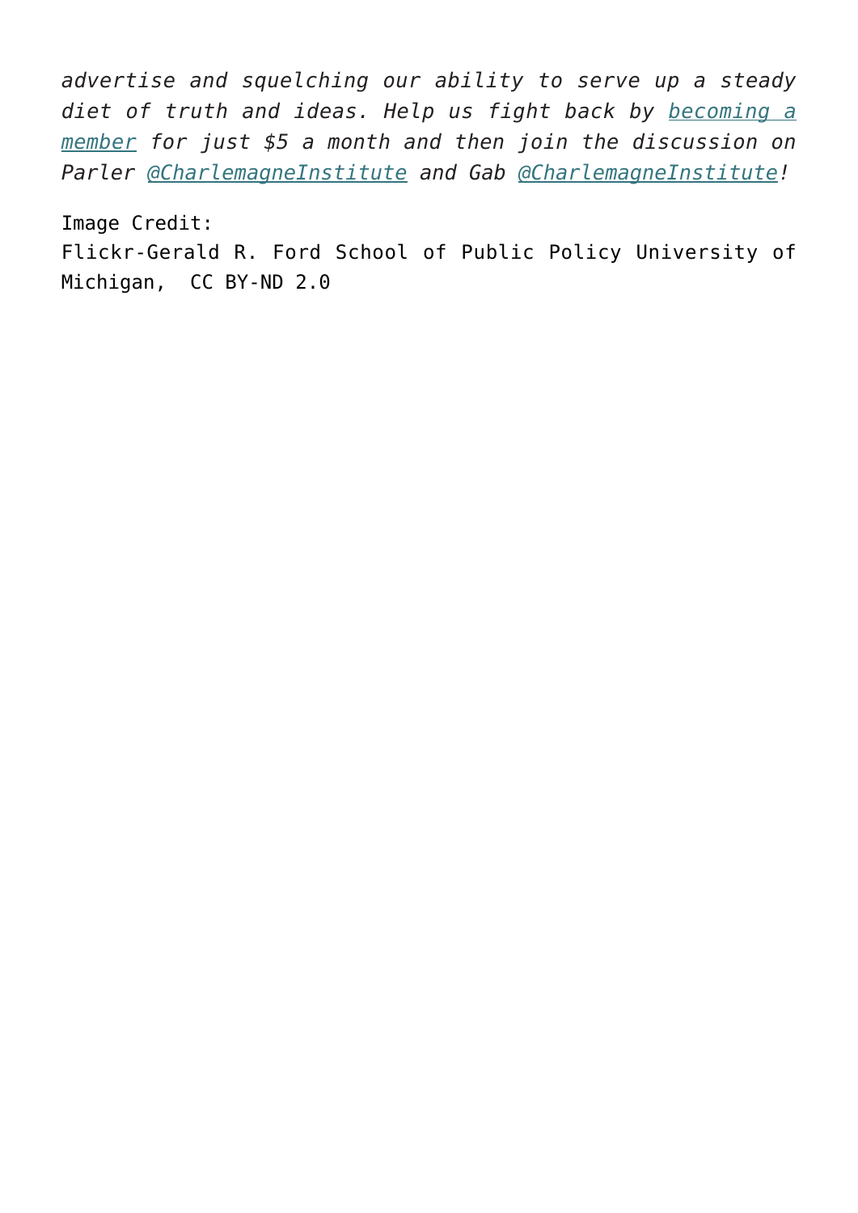*advertise and squelching our ability to serve up a steady diet of truth and ideas. Help us fight back by becoming a member for just $5 a month and then join the discussion on Parler @CharlemagneInstitute and Gab @CharlemagneInstitute!*

Image Credit:
Flickr-Gerald R. Ford School of Public Policy University of Michigan, CC BY-ND 2.0